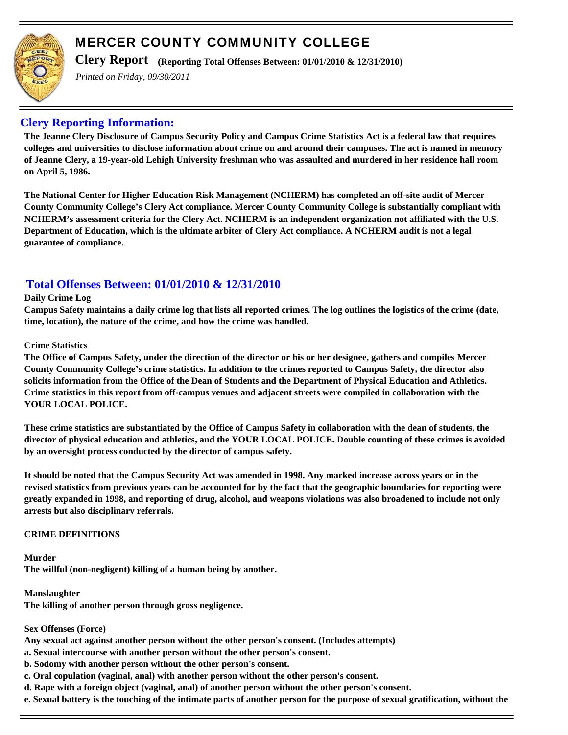# MERCER COUNTY COMMUNITY COLLEGE

**Clery Report** **(Reporting Total Offenses Between: 01/01/2010 & 12/31/2010)**

*Printed on Friday, 09/30/2011*

## Clery Reporting Information:

**The Jeanne Clery Disclosure of Campus Security Policy and Campus Crime Statistics Act is a federal law that requires colleges and universities to disclose information about crime on and around their campuses. The act is named in memory of Jeanne Clery, a 19-year-old Lehigh University freshman who was assaulted and murdered in her residence hall room on April 5, 1986.**

**The National Center for Higher Education Risk Management (NCHERM) has completed an off-site audit of Mercer County Community College's Clery Act compliance. Mercer County Community College is substantially compliant with NCHERM's assessment criteria for the Clery Act. NCHERM is an independent organization not affiliated with the U.S. Department of Education, which is the ultimate arbiter of Clery Act compliance. A NCHERM audit is not a legal guarantee of compliance.**

## Total Offenses Between: 01/01/2010 & 12/31/2010

**Daily Crime Log**

**Campus Safety maintains a daily crime log that lists all reported crimes. The log outlines the logistics of the crime (date, time, location), the nature of the crime, and how the crime was handled.**

**Crime Statistics**

**The Office of Campus Safety, under the direction of the director or his or her designee, gathers and compiles Mercer County Community College's crime statistics. In addition to the crimes reported to Campus Safety, the director also solicits information from the Office of the Dean of Students and the Department of Physical Education and Athletics. Crime statistics in this report from off-campus venues and adjacent streets were compiled in collaboration with the YOUR LOCAL POLICE.**

**These crime statistics are substantiated by the Office of Campus Safety in collaboration with the dean of students, the director of physical education and athletics, and the YOUR LOCAL POLICE. Double counting of these crimes is avoided by an oversight process conducted by the director of campus safety.**

**It should be noted that the Campus Security Act was amended in 1998. Any marked increase across years or in the revised statistics from previous years can be accounted for by the fact that the geographic boundaries for reporting were greatly expanded in 1998, and reporting of drug, alcohol, and weapons violations was also broadened to include not only arrests but also disciplinary referrals.**

**CRIME DEFINITIONS**

**Murder**
**The willful (non-negligent) killing of a human being by another.**

**Manslaughter**
**The killing of another person through gross negligence.**

**Sex Offenses (Force)**
**Any sexual act against another person without the other person's consent. (Includes attempts)**
**a. Sexual intercourse with another person without the other person's consent.**
**b. Sodomy with another person without the other person's consent.**
**c. Oral copulation (vaginal, anal) with another person without the other person's consent.**
**d. Rape with a foreign object (vaginal, anal) of another person without the other person's consent.**
**e. Sexual battery is the touching of the intimate parts of another person for the purpose of sexual gratification, without the**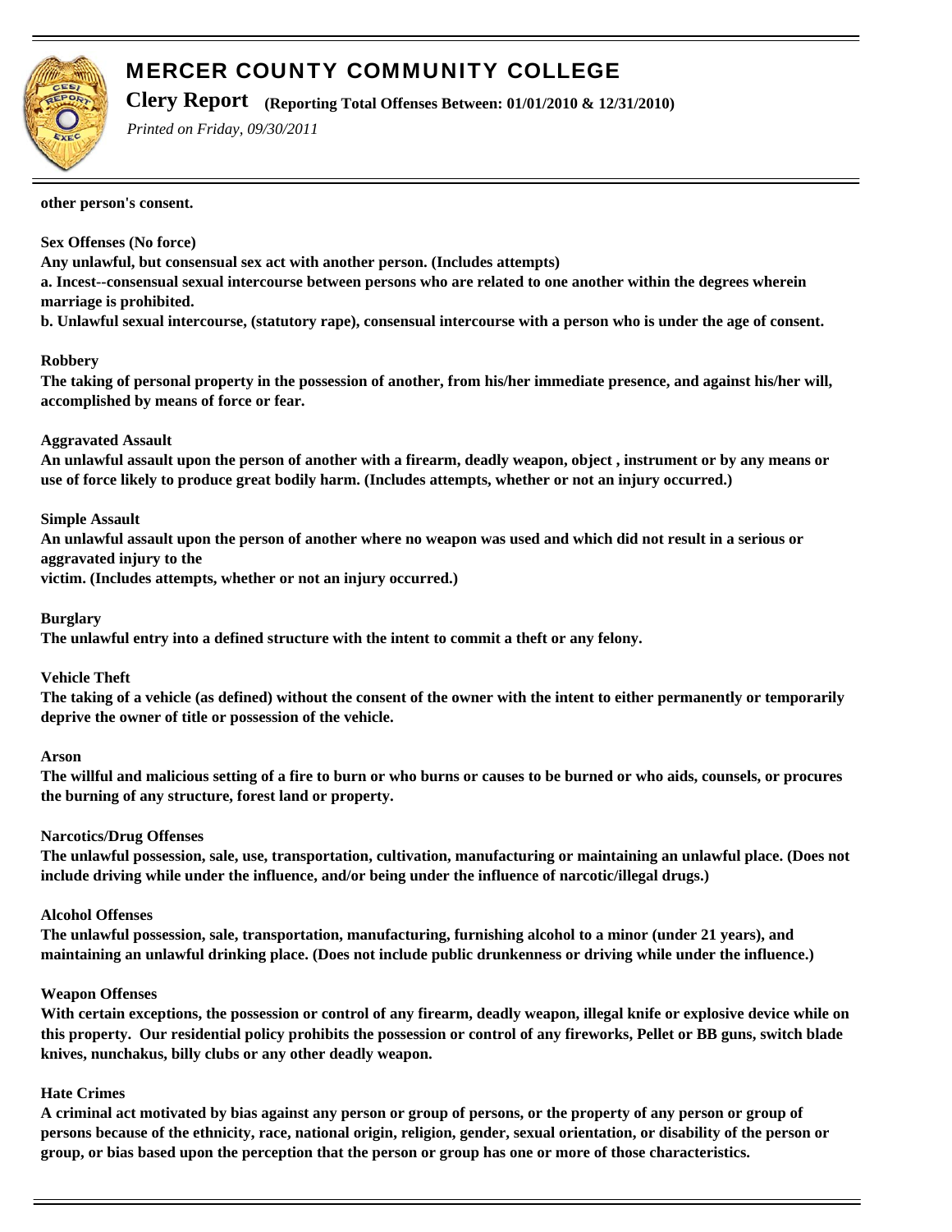**other person's consent.**

**Sex Offenses (No force)**
**Any unlawful, but consensual sex act with another person. (Includes attempts)**
**a. Incest--consensual sexual intercourse between persons who are related to one another within the degrees wherein marriage is prohibited.**
**b. Unlawful sexual intercourse, (statutory rape), consensual intercourse with a person who is under the age of consent.**

**Robbery**
**The taking of personal property in the possession of another, from his/her immediate presence, and against his/her will, accomplished by means of force or fear.**

**Aggravated Assault**
**An unlawful assault upon the person of another with a firearm, deadly weapon, object , instrument or by any means or use of force likely to produce great bodily harm. (Includes attempts, whether or not an injury occurred.)**

**Simple Assault**
**An unlawful assault upon the person of another where no weapon was used and which did not result in a serious or aggravated injury to the victim. (Includes attempts, whether or not an injury occurred.)**

**Burglary**
**The unlawful entry into a defined structure with the intent to commit a theft or any felony.**

**Vehicle Theft**
**The taking of a vehicle (as defined) without the consent of the owner with the intent to either permanently or temporarily deprive the owner of title or possession of the vehicle.**

**Arson**
**The willful and malicious setting of a fire to burn or who burns or causes to be burned or who aids, counsels, or procures the burning of any structure, forest land or property.**

**Narcotics/Drug Offenses**
**The unlawful possession, sale, use, transportation, cultivation, manufacturing or maintaining an unlawful place. (Does not include driving while under the influence, and/or being under the influence of narcotic/illegal drugs.)**

**Alcohol Offenses**
**The unlawful possession, sale, transportation, manufacturing, furnishing alcohol to a minor (under 21 years), and maintaining an unlawful drinking place. (Does not include public drunkenness or driving while under the influence.)**

**Weapon Offenses**
**With certain exceptions, the possession or control of any firearm, deadly weapon, illegal knife or explosive device while on this property. Our residential policy prohibits the possession or control of any fireworks, Pellet or BB guns, switch blade knives, nunchakus, billy clubs or any other deadly weapon.**

**Hate Crimes**
**A criminal act motivated by bias against any person or group of persons, or the property of any person or group of persons because of the ethnicity, race, national origin, religion, gender, sexual orientation, or disability of the person or group, or bias based upon the perception that the person or group has one or more of those characteristics.**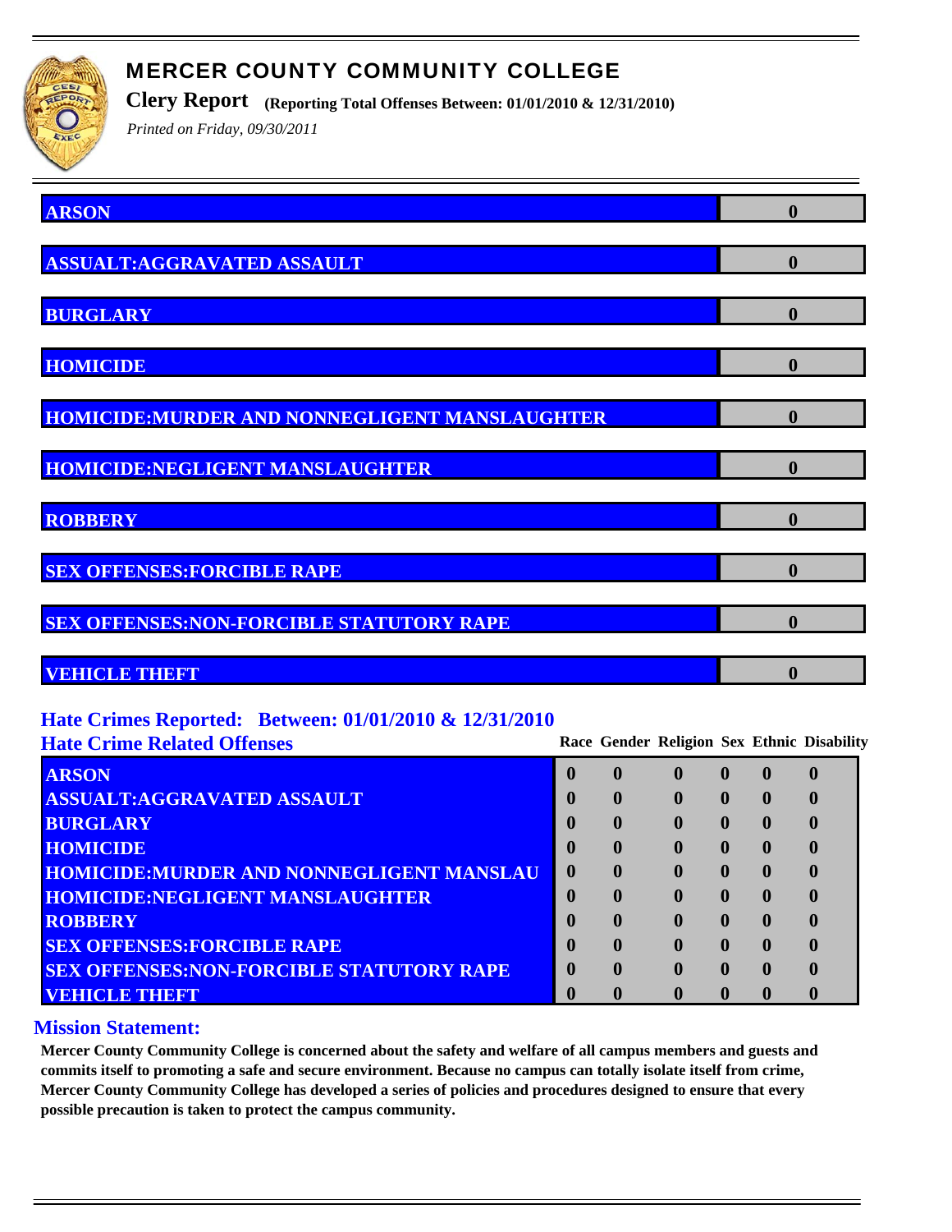# MERCER COUNTY COMMUNITY COLLEGE

**Clery Report** **(Reporting Total Offenses Between: 01/01/2010 & 12/31/2010)**

*Printed on Friday, 09/30/2011*

| Offense | Total |
|---|---|
| ARSON | 0 |
| ASSUALT:AGGRAVATED ASSAULT | 0 |
| BURGLARY | 0 |
| HOMICIDE | 0 |
| HOMICIDE:MURDER AND NONNEGLIGENT MANSLAUGHTER | 0 |
| HOMICIDE:NEGLIGENT MANSLAUGHTER | 0 |
| ROBBERY | 0 |
| SEX OFFENSES:FORCIBLE RAPE | 0 |
| SEX OFFENSES:NON-FORCIBLE STATUTORY RAPE | 0 |
| VEHICLE THEFT | 0 |

## Hate Crimes Reported: Between: 01/01/2010 & 12/31/2010

### Hate Crime Related Offenses

| Offense | Race | Gender | Religion | Sex | Ethnic | Disability |
|---|---|---|---|---|---|---|
| ARSON | 0 | 0 | 0 | 0 | 0 | 0 |
| ASSUALT:AGGRAVATED ASSAULT | 0 | 0 | 0 | 0 | 0 | 0 |
| BURGLARY | 0 | 0 | 0 | 0 | 0 | 0 |
| HOMICIDE | 0 | 0 | 0 | 0 | 0 | 0 |
| HOMICIDE:MURDER AND NONNEGLIGENT MANSLAU | 0 | 0 | 0 | 0 | 0 | 0 |
| HOMICIDE:NEGLIGENT MANSLAUGHTER | 0 | 0 | 0 | 0 | 0 | 0 |
| ROBBERY | 0 | 0 | 0 | 0 | 0 | 0 |
| SEX OFFENSES:FORCIBLE RAPE | 0 | 0 | 0 | 0 | 0 | 0 |
| SEX OFFENSES:NON-FORCIBLE STATUTORY RAPE | 0 | 0 | 0 | 0 | 0 | 0 |
| VEHICLE THEFT | 0 | 0 | 0 | 0 | 0 | 0 |

## Mission Statement:

**Mercer County Community College is concerned about the safety and welfare of all campus members and guests and commits itself to promoting a safe and secure environment. Because no campus can totally isolate itself from crime, Mercer County Community College has developed a series of policies and procedures designed to ensure that every possible precaution is taken to protect the campus community.**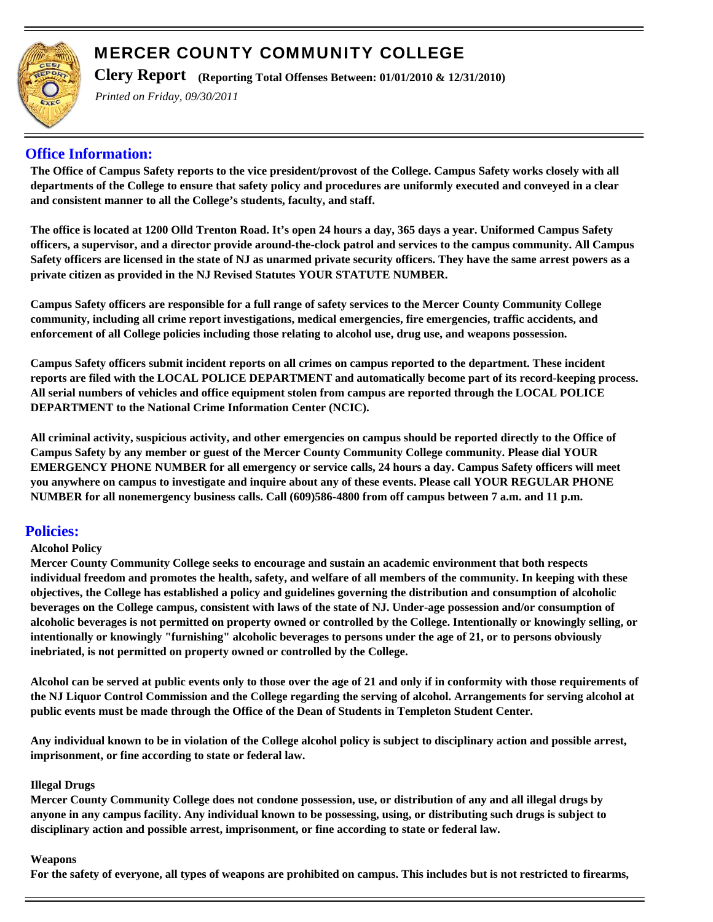# MERCER COUNTY COMMUNITY COLLEGE

**Clery Report** **(Reporting Total Offenses Between: 01/01/2010 & 12/31/2010)**

*Printed on Friday, 09/30/2011*

## Office Information:

**The Office of Campus Safety reports to the vice president/provost of the College. Campus Safety works closely with all departments of the College to ensure that safety policy and procedures are uniformly executed and conveyed in a clear and consistent manner to all the College's students, faculty, and staff.**

**The office is located at 1200 Olld Trenton Road. It's open 24 hours a day, 365 days a year. Uniformed Campus Safety officers, a supervisor, and a director provide around-the-clock patrol and services to the campus community. All Campus Safety officers are licensed in the state of NJ as unarmed private security officers. They have the same arrest powers as a private citizen as provided in the NJ Revised Statutes YOUR STATUTE NUMBER.**

**Campus Safety officers are responsible for a full range of safety services to the Mercer County Community College community, including all crime report investigations, medical emergencies, fire emergencies, traffic accidents, and enforcement of all College policies including those relating to alcohol use, drug use, and weapons possession.**

**Campus Safety officers submit incident reports on all crimes on campus reported to the department. These incident reports are filed with the LOCAL POLICE DEPARTMENT and automatically become part of its record-keeping process. All serial numbers of vehicles and office equipment stolen from campus are reported through the LOCAL POLICE DEPARTMENT to the National Crime Information Center (NCIC).**

**All criminal activity, suspicious activity, and other emergencies on campus should be reported directly to the Office of Campus Safety by any member or guest of the Mercer County Community College community. Please dial YOUR EMERGENCY PHONE NUMBER for all emergency or service calls, 24 hours a day. Campus Safety officers will meet you anywhere on campus to investigate and inquire about any of these events. Please call YOUR REGULAR PHONE NUMBER for all nonemergency business calls. Call (609)586-4800 from off campus between 7 a.m. and 11 p.m.**

## Policies:

**Alcohol Policy**

**Mercer County Community College seeks to encourage and sustain an academic environment that both respects individual freedom and promotes the health, safety, and welfare of all members of the community. In keeping with these objectives, the College has established a policy and guidelines governing the distribution and consumption of alcoholic beverages on the College campus, consistent with laws of the state of NJ. Under-age possession and/or consumption of alcoholic beverages is not permitted on property owned or controlled by the College. Intentionally or knowingly selling, or intentionally or knowingly "furnishing" alcoholic beverages to persons under the age of 21, or to persons obviously inebriated, is not permitted on property owned or controlled by the College.**

**Alcohol can be served at public events only to those over the age of 21 and only if in conformity with those requirements of the NJ Liquor Control Commission and the College regarding the serving of alcohol. Arrangements for serving alcohol at public events must be made through the Office of the Dean of Students in Templeton Student Center.**

**Any individual known to be in violation of the College alcohol policy is subject to disciplinary action and possible arrest, imprisonment, or fine according to state or federal law.**

**Illegal Drugs**

**Mercer County Community College does not condone possession, use, or distribution of any and all illegal drugs by anyone in any campus facility. Any individual known to be possessing, using, or distributing such drugs is subject to disciplinary action and possible arrest, imprisonment, or fine according to state or federal law.**

**Weapons**

**For the safety of everyone, all types of weapons are prohibited on campus. This includes but is not restricted to firearms,**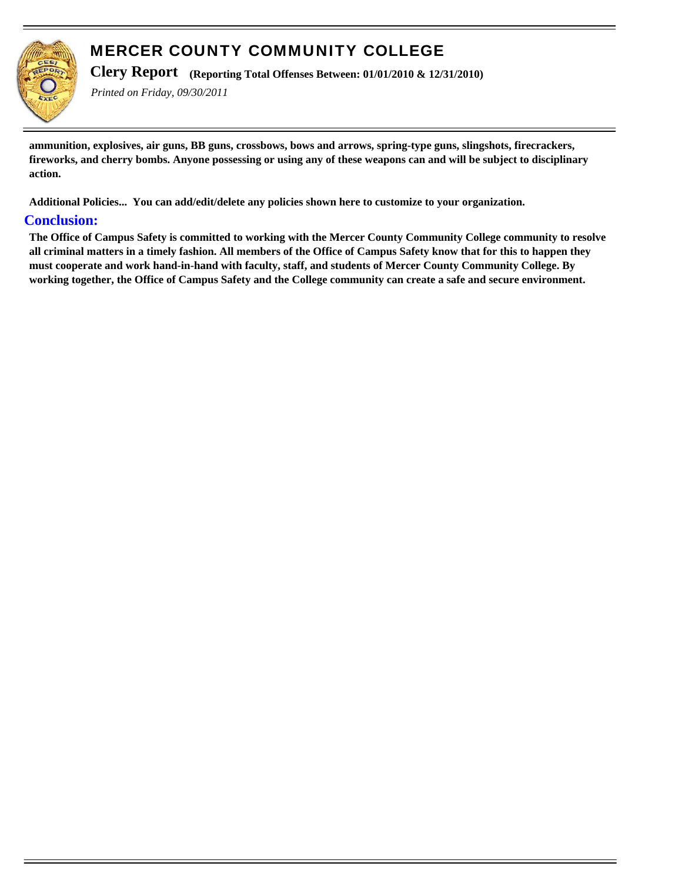**ammunition, explosives, air guns, BB guns, crossbows, bows and arrows, spring-type guns, slingshots, firecrackers, fireworks, and cherry bombs. Anyone possessing or using any of these weapons can and will be subject to disciplinary action.**

**Additional Policies... You can add/edit/delete any policies shown here to customize to your organization.**

## Conclusion:

**The Office of Campus Safety is committed to working with the Mercer County Community College community to resolve all criminal matters in a timely fashion. All members of the Office of Campus Safety know that for this to happen they must cooperate and work hand-in-hand with faculty, staff, and students of Mercer County Community College. By working together, the Office of Campus Safety and the College community can create a safe and secure environment.**